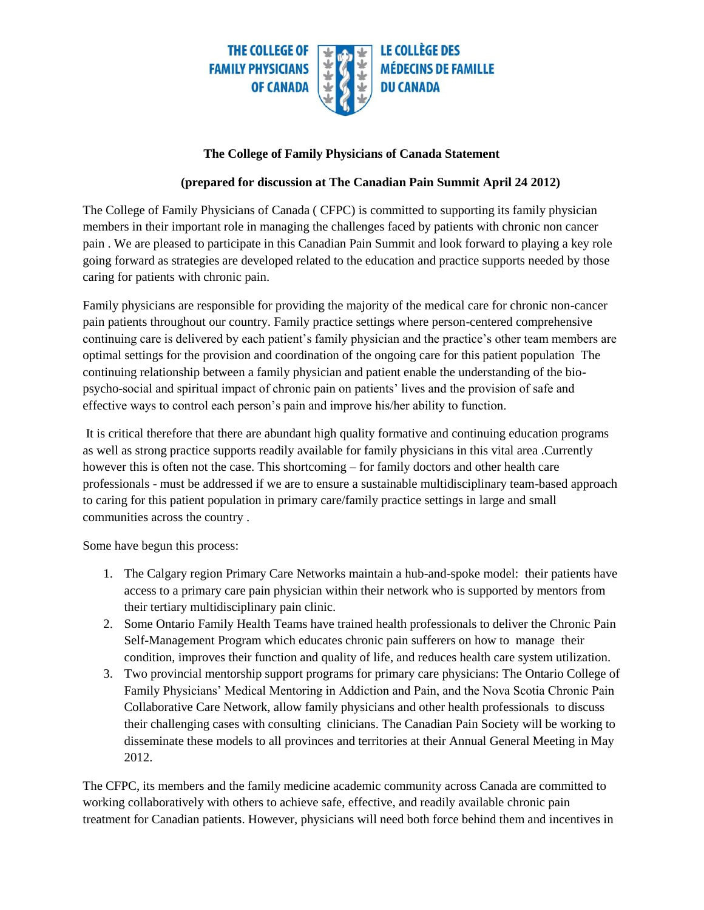THE COLLEGE OF FAMILY PHYSICIANS OF CANADA

LE COLLÈGE DES MÉDECINS DE FAMILLE DU CANADA

**The College of Family Physicians of Canada Statement**

**(prepared for discussion at The Canadian Pain Summit April 24 2012)**

The College of Family Physicians of Canada ( CFPC) is committed to supporting its family physician members in their important role in managing the challenges faced by patients with chronic non cancer pain . We are pleased to participate in this Canadian Pain Summit and look forward to playing a key role going forward as strategies are developed related to the education and practice supports needed by those caring for patients with chronic pain.

Family physicians are responsible for providing the majority of the medical care for chronic non-cancer pain patients throughout our country. Family practice settings where person-centered comprehensive continuing care is delivered by each patient's family physician and the practice's other team members are optimal settings for the provision and coordination of the ongoing care for this patient population The continuing relationship between a family physician and patient enable the understanding of the bio-psycho-social and spiritual impact of chronic pain on patients' lives and the provision of safe and effective ways to control each person's pain and improve his/her ability to function.

It is critical therefore that there are abundant high quality formative and continuing education programs as well as strong practice supports readily available for family physicians in this vital area .Currently however this is often not the case. This shortcoming – for family doctors and other health care professionals - must be addressed if we are to ensure a sustainable multidisciplinary team-based approach to caring for this patient population in primary care/family practice settings in large and small communities across the country .

Some have begun this process:

1. The Calgary region Primary Care Networks maintain a hub-and-spoke model: their patients have access to a primary care pain physician within their network who is supported by mentors from their tertiary multidisciplinary pain clinic.
2. Some Ontario Family Health Teams have trained health professionals to deliver the Chronic Pain Self-Management Program which educates chronic pain sufferers on how to manage their condition, improves their function and quality of life, and reduces health care system utilization.
3. Two provincial mentorship support programs for primary care physicians: The Ontario College of Family Physicians' Medical Mentoring in Addiction and Pain, and the Nova Scotia Chronic Pain Collaborative Care Network, allow family physicians and other health professionals to discuss their challenging cases with consulting clinicians. The Canadian Pain Society will be working to disseminate these models to all provinces and territories at their Annual General Meeting in May 2012.

The CFPC, its members and the family medicine academic community across Canada are committed to working collaboratively with others to achieve safe, effective, and readily available chronic pain treatment for Canadian patients. However, physicians will need both force behind them and incentives in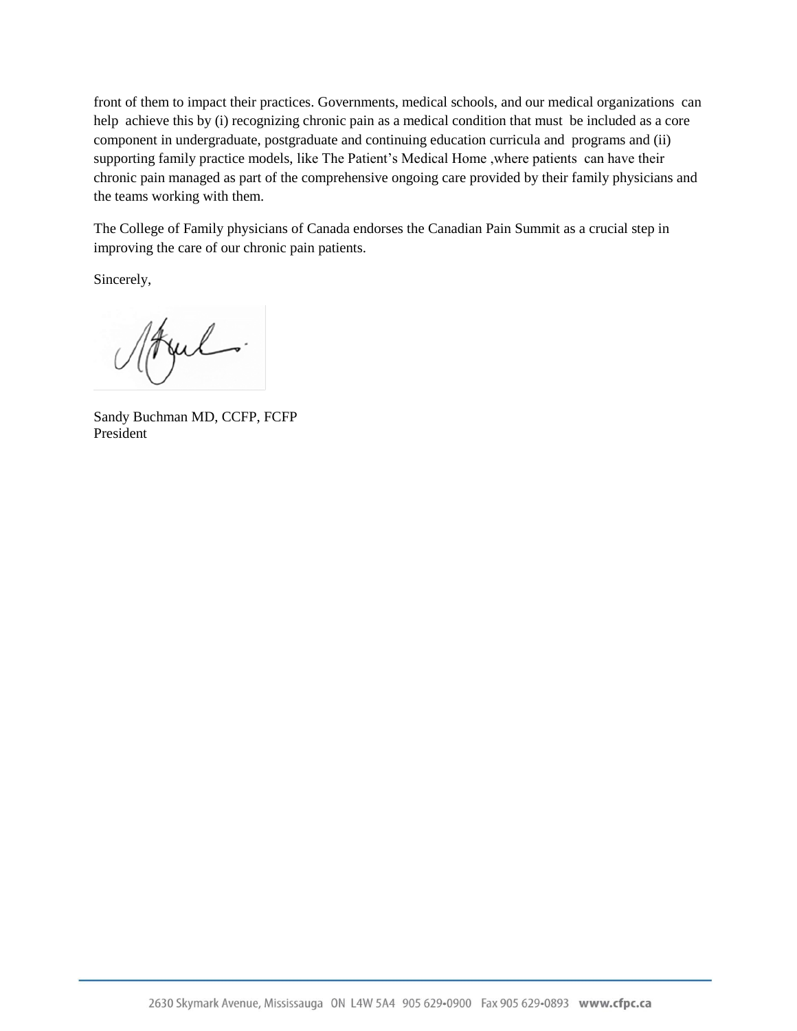front of them to impact their practices. Governments, medical schools, and our medical organizations can help achieve this by (i) recognizing chronic pain as a medical condition that must be included as a core component in undergraduate, postgraduate and continuing education curricula and programs and (ii) supporting family practice models, like The Patient's Medical Home ,where patients can have their chronic pain managed as part of the comprehensive ongoing care provided by their family physicians and the teams working with them.

The College of Family physicians of Canada endorses the Canadian Pain Summit as a crucial step in improving the care of our chronic pain patients.

Sincerely,

Sandy Buchman MD, CCFP, FCFP
President

2630 Skymark Avenue, Mississauga ON L4W 5A4 905 629•0900 Fax 905 629•0893 **www.cfpc.ca**